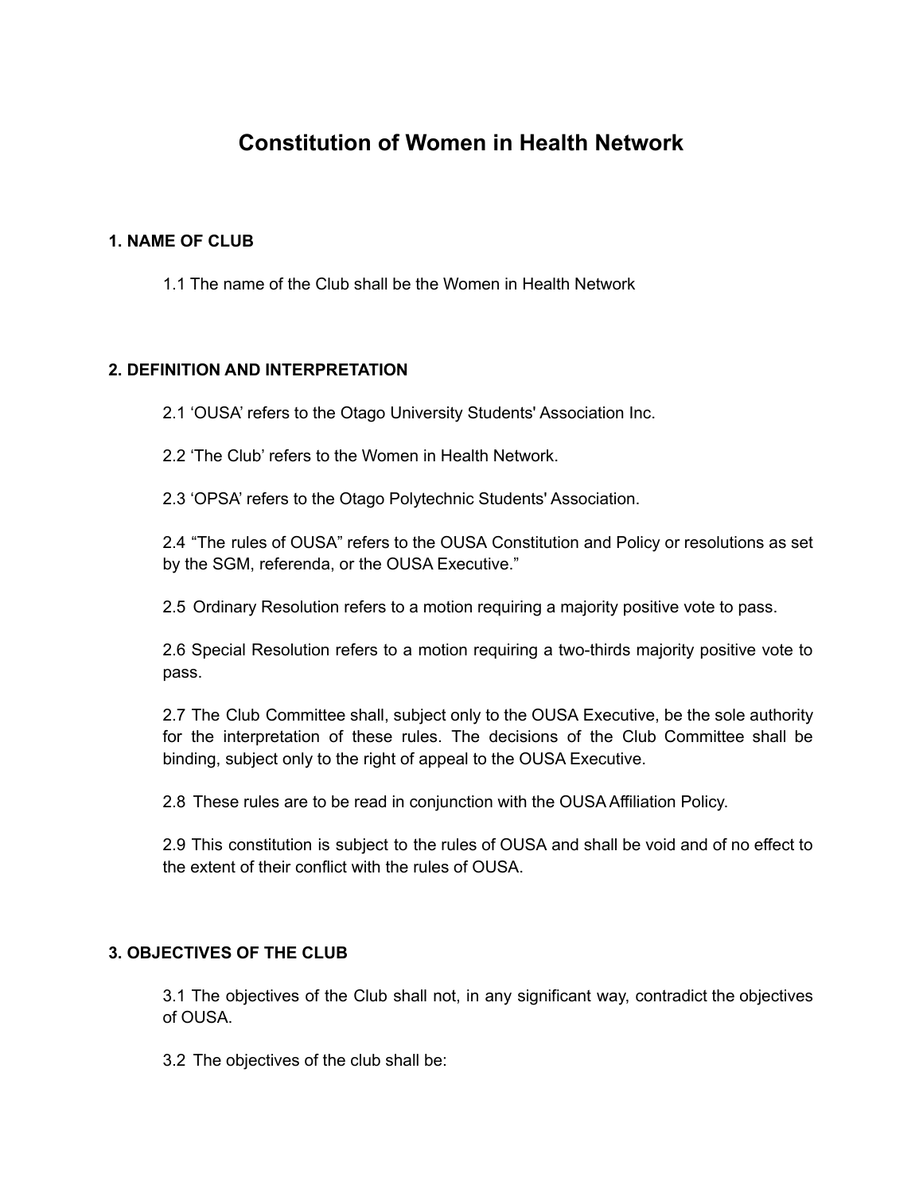# Constitution of Women in Health Network

## 1. NAME OF CLUB

1.1 The name of the Club shall be the Women in Health Network

## 2. DEFINITION AND INTERPRETATION

2.1 'OUSA' refers to the Otago University Students' Association Inc.

2.2 'The Club' refers to the Women in Health Network.

2.3 'OPSA' refers to the Otago Polytechnic Students' Association.

2.4 "The rules of OUSA" refers to the OUSA Constitution and Policy or resolutions as set by the SGM, referenda, or the OUSA Executive."

2.5 Ordinary Resolution refers to a motion requiring a majority positive vote to pass.

2.6 Special Resolution refers to a motion requiring a two-thirds majority positive vote to pass.

2.7 The Club Committee shall, subject only to the OUSA Executive, be the sole authority for the interpretation of these rules. The decisions of the Club Committee shall be binding, subject only to the right of appeal to the OUSA Executive.

2.8 These rules are to be read in conjunction with the OUSA Affiliation Policy.

2.9 This constitution is subject to the rules of OUSA and shall be void and of no effect to the extent of their conflict with the rules of OUSA.

## 3. OBJECTIVES OF THE CLUB

3.1 The objectives of the Club shall not, in any significant way, contradict the objectives of OUSA.

3.2 The objectives of the club shall be: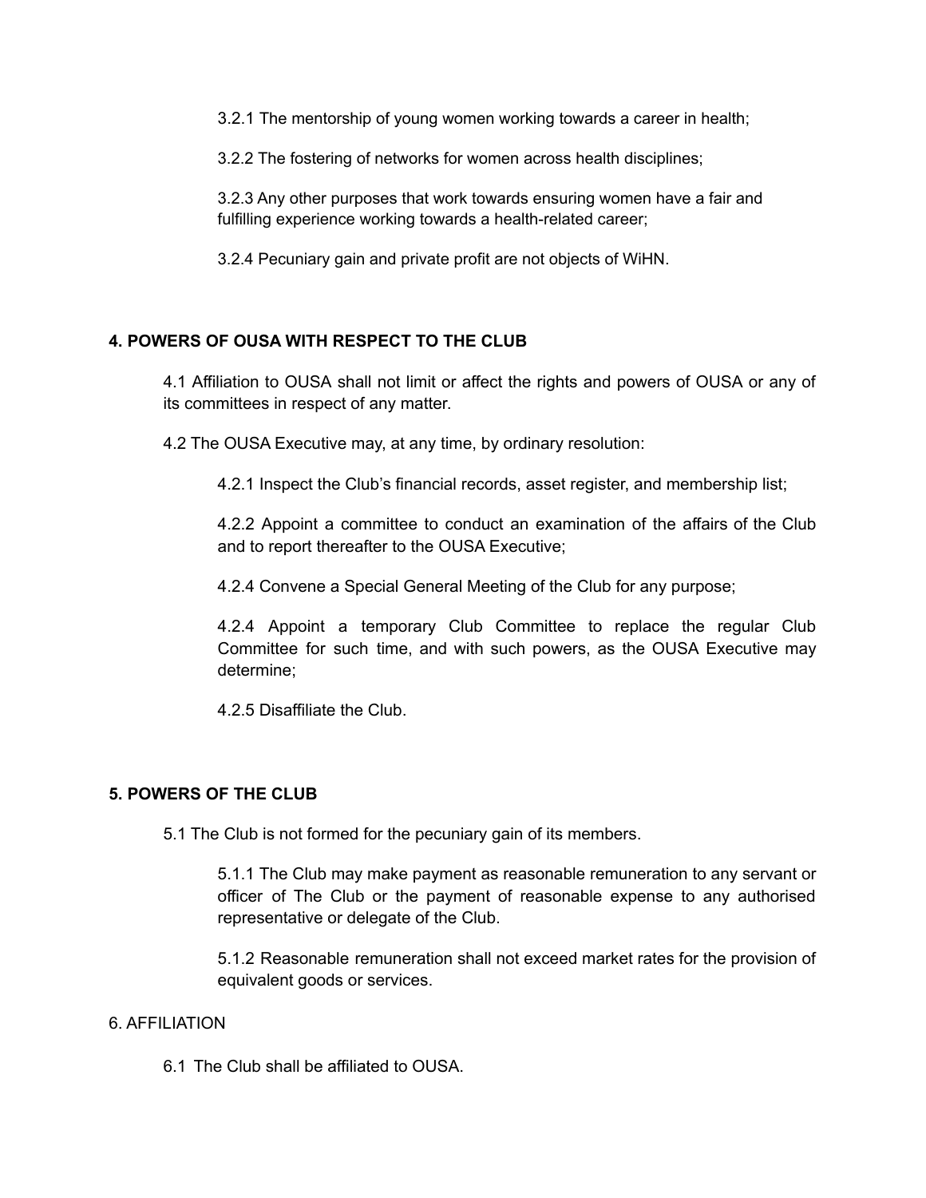3.2.1 The mentorship of young women working towards a career in health;

3.2.2 The fostering of networks for women across health disciplines;

3.2.3 Any other purposes that work towards ensuring women have a fair and fulfilling experience working towards a health-related career;

3.2.4 Pecuniary gain and private profit are not objects of WiHN.

## 4. POWERS OF OUSA WITH RESPECT TO THE CLUB

4.1 Affiliation to OUSA shall not limit or affect the rights and powers of OUSA or any of its committees in respect of any matter.

4.2 The OUSA Executive may, at any time, by ordinary resolution:

4.2.1 Inspect the Club's financial records, asset register, and membership list;

4.2.2 Appoint a committee to conduct an examination of the affairs of the Club and to report thereafter to the OUSA Executive;

4.2.4 Convene a Special General Meeting of the Club for any purpose;

4.2.4 Appoint a temporary Club Committee to replace the regular Club Committee for such time, and with such powers, as the OUSA Executive may determine;

4.2.5 Disaffiliate the Club.

## 5. POWERS OF THE CLUB

5.1 The Club is not formed for the pecuniary gain of its members.

5.1.1 The Club may make payment as reasonable remuneration to any servant or officer of The Club or the payment of reasonable expense to any authorised representative or delegate of the Club.

5.1.2 Reasonable remuneration shall not exceed market rates for the provision of equivalent goods or services.

6. AFFILIATION

6.1 The Club shall be affiliated to OUSA.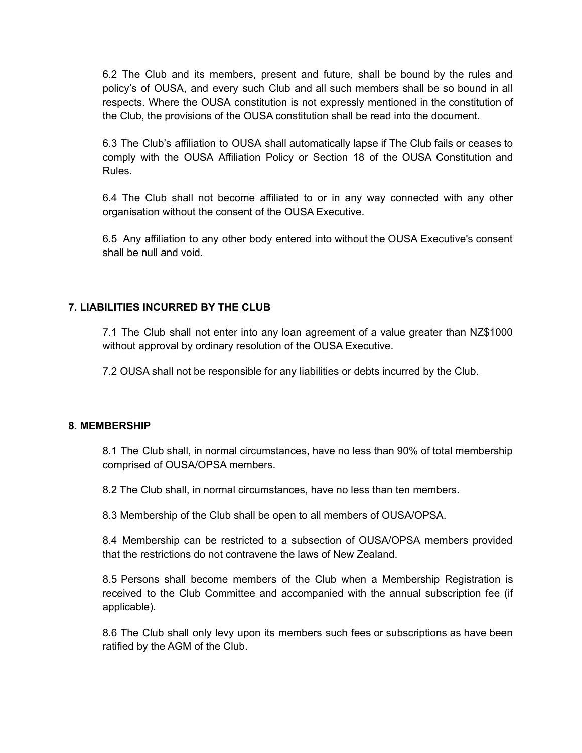6.2 The Club and its members, present and future, shall be bound by the rules and policy's of OUSA, and every such Club and all such members shall be so bound in all respects. Where the OUSA constitution is not expressly mentioned in the constitution of the Club, the provisions of the OUSA constitution shall be read into the document.

6.3 The Club's affiliation to OUSA shall automatically lapse if The Club fails or ceases to comply with the OUSA Affiliation Policy or Section 18 of the OUSA Constitution and Rules.

6.4 The Club shall not become affiliated to or in any way connected with any other organisation without the consent of the OUSA Executive.

6.5 Any affiliation to any other body entered into without the OUSA Executive's consent shall be null and void.

## 7. LIABILITIES INCURRED BY THE CLUB

7.1 The Club shall not enter into any loan agreement of a value greater than NZ$1000 without approval by ordinary resolution of the OUSA Executive.

7.2 OUSA shall not be responsible for any liabilities or debts incurred by the Club.

## 8. MEMBERSHIP

8.1 The Club shall, in normal circumstances, have no less than 90% of total membership comprised of OUSA/OPSA members.

8.2 The Club shall, in normal circumstances, have no less than ten members.

8.3 Membership of the Club shall be open to all members of OUSA/OPSA.

8.4 Membership can be restricted to a subsection of OUSA/OPSA members provided that the restrictions do not contravene the laws of New Zealand.

8.5 Persons shall become members of the Club when a Membership Registration is received to the Club Committee and accompanied with the annual subscription fee (if applicable).

8.6 The Club shall only levy upon its members such fees or subscriptions as have been ratified by the AGM of the Club.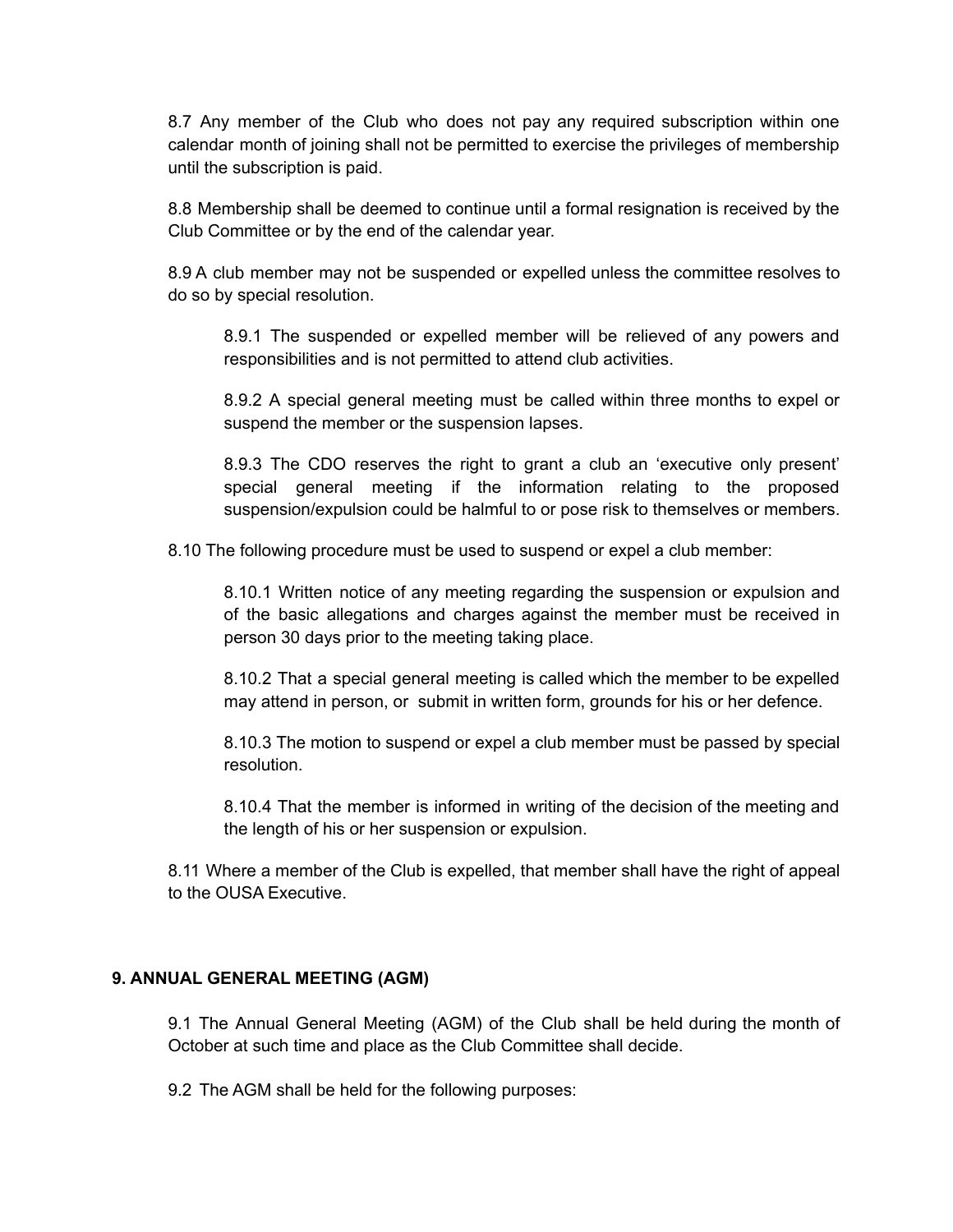8.7 Any member of the Club who does not pay any required subscription within one calendar month of joining shall not be permitted to exercise the privileges of membership until the subscription is paid.

8.8 Membership shall be deemed to continue until a formal resignation is received by the Club Committee or by the end of the calendar year.

8.9 A club member may not be suspended or expelled unless the committee resolves to do so by special resolution.

> 8.9.1 The suspended or expelled member will be relieved of any powers and responsibilities and is not permitted to attend club activities.
>
> 8.9.2 A special general meeting must be called within three months to expel or suspend the member or the suspension lapses.
>
> 8.9.3 The CDO reserves the right to grant a club an 'executive only present' special general meeting if the information relating to the proposed suspension/expulsion could be halmful to or pose risk to themselves or members.

8.10 The following procedure must be used to suspend or expel a club member:

> 8.10.1 Written notice of any meeting regarding the suspension or expulsion and of the basic allegations and charges against the member must be received in person 30 days prior to the meeting taking place.
>
> 8.10.2 That a special general meeting is called which the member to be expelled may attend in person, or submit in written form, grounds for his or her defence.
>
> 8.10.3 The motion to suspend or expel a club member must be passed by special resolution.
>
> 8.10.4 That the member is informed in writing of the decision of the meeting and the length of his or her suspension or expulsion.

8.11 Where a member of the Club is expelled, that member shall have the right of appeal to the OUSA Executive.

## 9. ANNUAL GENERAL MEETING (AGM)

9.1 The Annual General Meeting (AGM) of the Club shall be held during the month of October at such time and place as the Club Committee shall decide.

9.2 The AGM shall be held for the following purposes: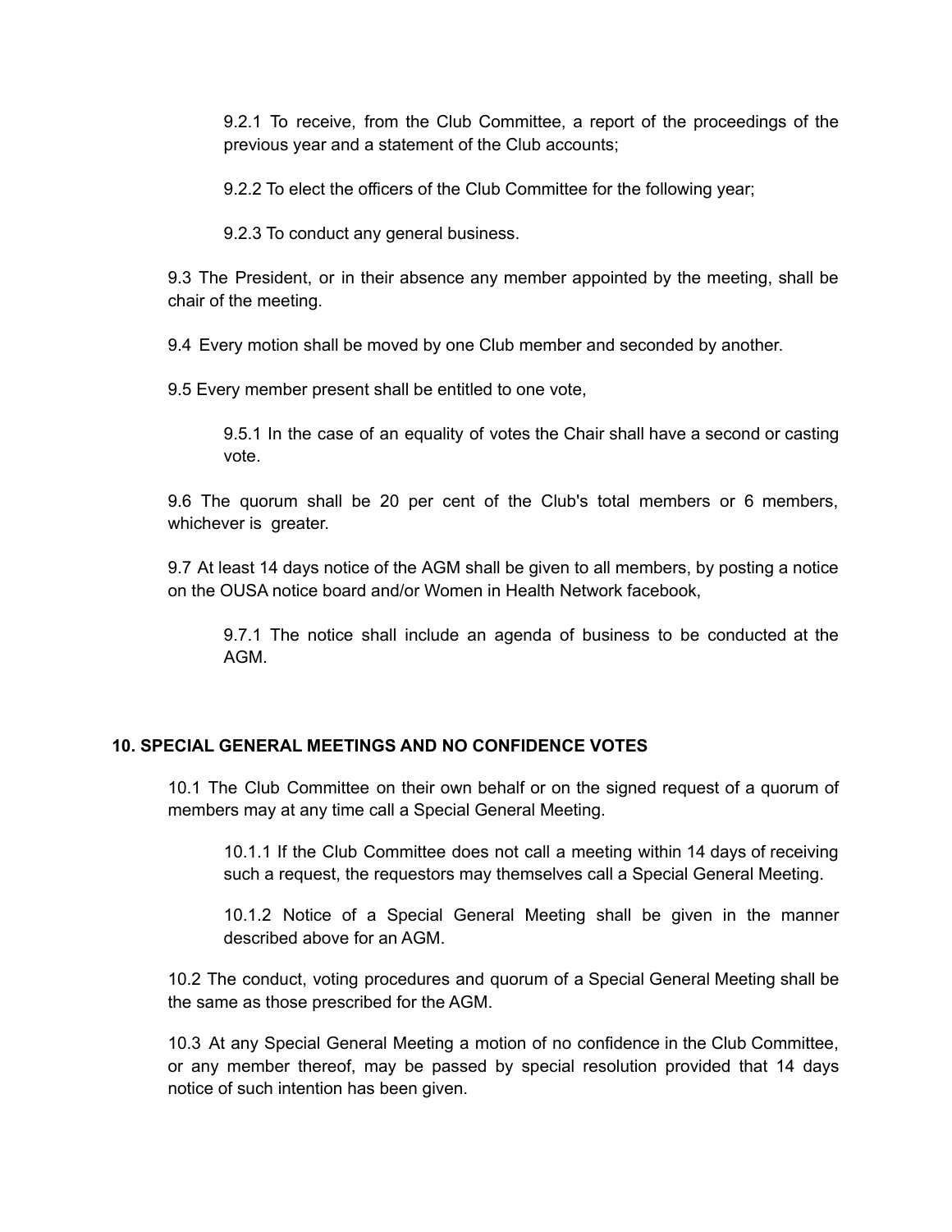9.2.1 To receive, from the Club Committee, a report of the proceedings of the previous year and a statement of the Club accounts;

9.2.2 To elect the officers of the Club Committee for the following year;

9.2.3 To conduct any general business.

9.3 The President, or in their absence any member appointed by the meeting, shall be chair of the meeting.

9.4 Every motion shall be moved by one Club member and seconded by another.

9.5 Every member present shall be entitled to one vote,

9.5.1 In the case of an equality of votes the Chair shall have a second or casting vote.

9.6 The quorum shall be 20 per cent of the Club's total members or 6 members, whichever is greater.

9.7 At least 14 days notice of the AGM shall be given to all members, by posting a notice on the OUSA notice board and/or Women in Health Network facebook,

9.7.1 The notice shall include an agenda of business to be conducted at the AGM.

## 10. SPECIAL GENERAL MEETINGS AND NO CONFIDENCE VOTES

10.1 The Club Committee on their own behalf or on the signed request of a quorum of members may at any time call a Special General Meeting.

10.1.1 If the Club Committee does not call a meeting within 14 days of receiving such a request, the requestors may themselves call a Special General Meeting.

10.1.2 Notice of a Special General Meeting shall be given in the manner described above for an AGM.

10.2 The conduct, voting procedures and quorum of a Special General Meeting shall be the same as those prescribed for the AGM.

10.3 At any Special General Meeting a motion of no confidence in the Club Committee, or any member thereof, may be passed by special resolution provided that 14 days notice of such intention has been given.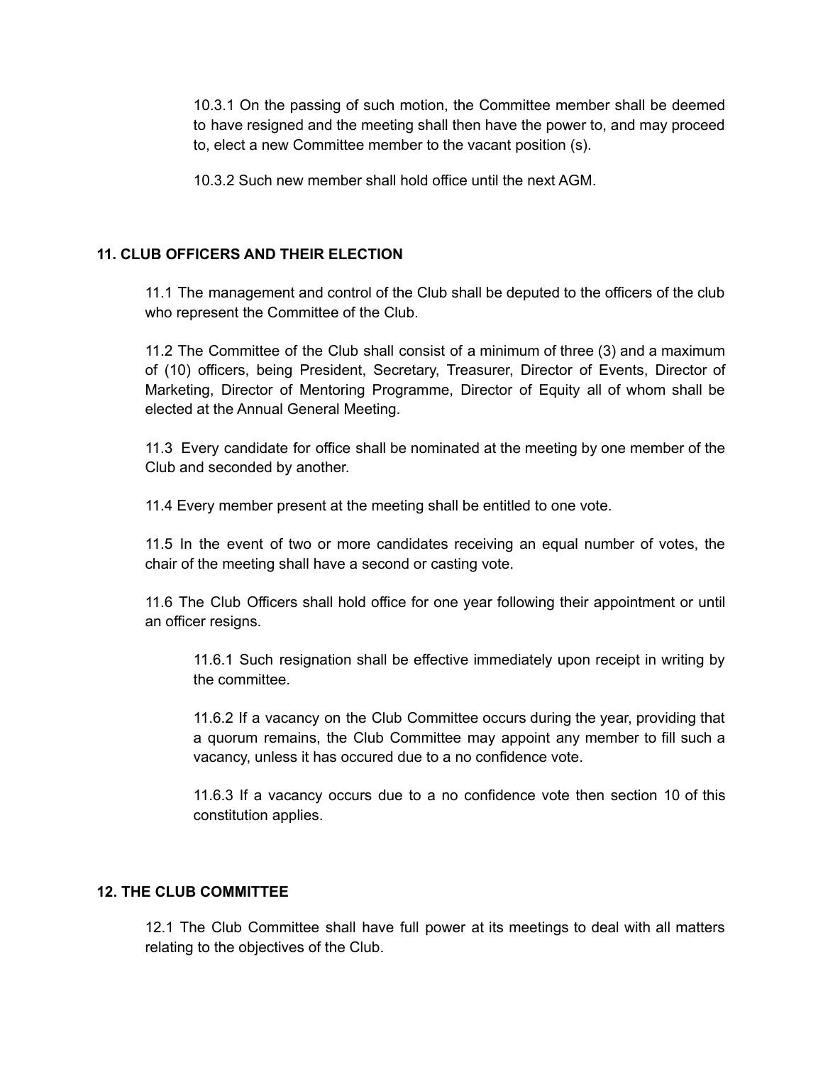10.3.1 On the passing of such motion, the Committee member shall be deemed to have resigned and the meeting shall then have the power to, and may proceed to, elect a new Committee member to the vacant position (s).

10.3.2 Such new member shall hold office until the next AGM.

## 11. CLUB OFFICERS AND THEIR ELECTION

11.1 The management and control of the Club shall be deputed to the officers of the club who represent the Committee of the Club.

11.2 The Committee of the Club shall consist of a minimum of three (3) and a maximum of (10) officers, being President, Secretary, Treasurer, Director of Events, Director of Marketing, Director of Mentoring Programme, Director of Equity all of whom shall be elected at the Annual General Meeting.

11.3 Every candidate for office shall be nominated at the meeting by one member of the Club and seconded by another.

11.4 Every member present at the meeting shall be entitled to one vote.

11.5 In the event of two or more candidates receiving an equal number of votes, the chair of the meeting shall have a second or casting vote.

11.6 The Club Officers shall hold office for one year following their appointment or until an officer resigns.

11.6.1 Such resignation shall be effective immediately upon receipt in writing by the committee.

11.6.2 If a vacancy on the Club Committee occurs during the year, providing that a quorum remains, the Club Committee may appoint any member to fill such a vacancy, unless it has occured due to a no confidence vote.

11.6.3 If a vacancy occurs due to a no confidence vote then section 10 of this constitution applies.

## 12. THE CLUB COMMITTEE

12.1 The Club Committee shall have full power at its meetings to deal with all matters relating to the objectives of the Club.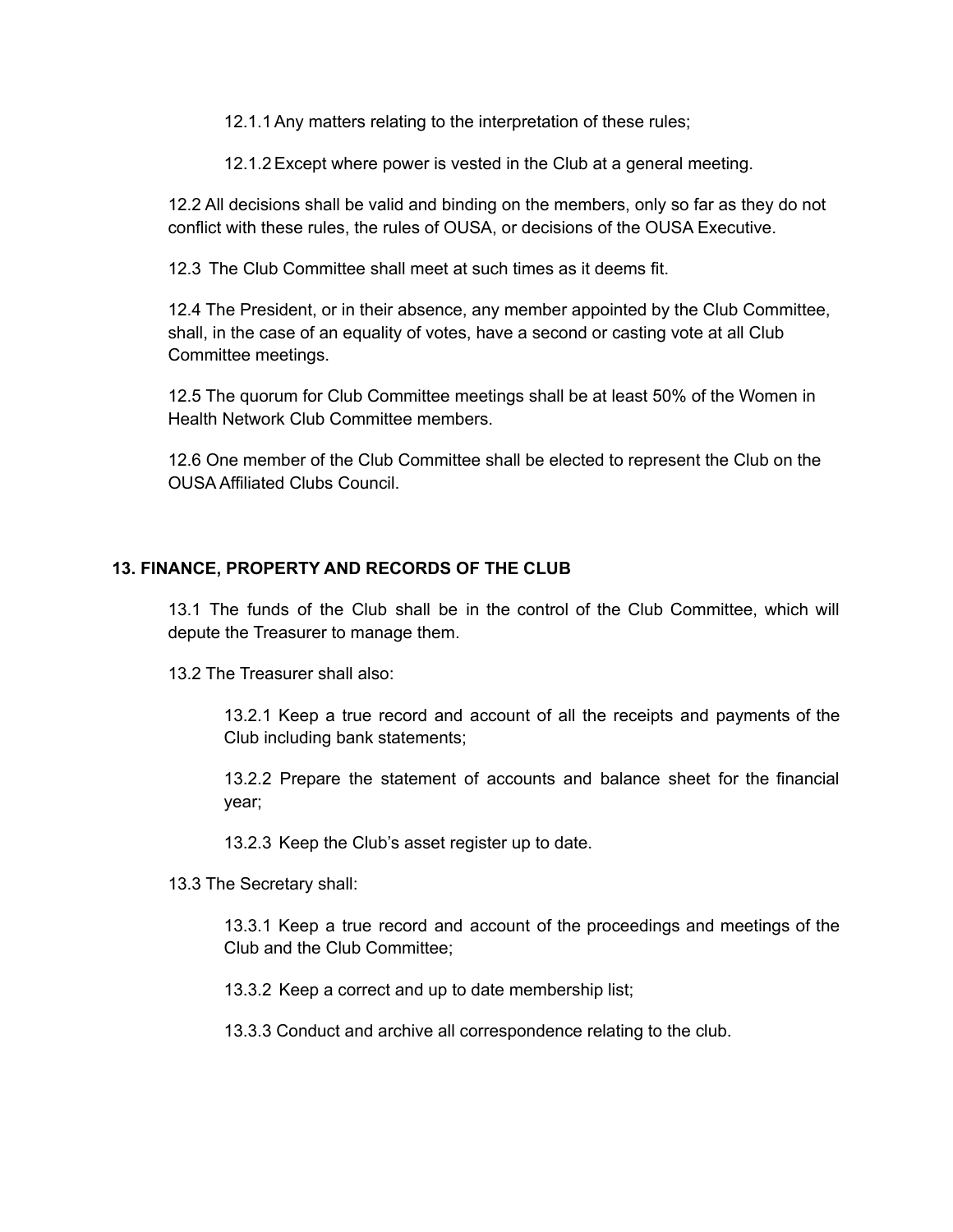12.1.1 Any matters relating to the interpretation of these rules;

12.1.2 Except where power is vested in the Club at a general meeting.

12.2 All decisions shall be valid and binding on the members, only so far as they do not conflict with these rules, the rules of OUSA, or decisions of the OUSA Executive.

12.3 The Club Committee shall meet at such times as it deems fit.

12.4 The President, or in their absence, any member appointed by the Club Committee, shall, in the case of an equality of votes, have a second or casting vote at all Club Committee meetings.

12.5 The quorum for Club Committee meetings shall be at least 50% of the Women in Health Network Club Committee members.

12.6 One member of the Club Committee shall be elected to represent the Club on the OUSA Affiliated Clubs Council.

## 13. FINANCE, PROPERTY AND RECORDS OF THE CLUB

13.1 The funds of the Club shall be in the control of the Club Committee, which will depute the Treasurer to manage them.

13.2 The Treasurer shall also:

13.2.1 Keep a true record and account of all the receipts and payments of the Club including bank statements;

13.2.2 Prepare the statement of accounts and balance sheet for the financial year;

13.2.3 Keep the Club's asset register up to date.

13.3 The Secretary shall:

13.3.1 Keep a true record and account of the proceedings and meetings of the Club and the Club Committee;

13.3.2 Keep a correct and up to date membership list;

13.3.3 Conduct and archive all correspondence relating to the club.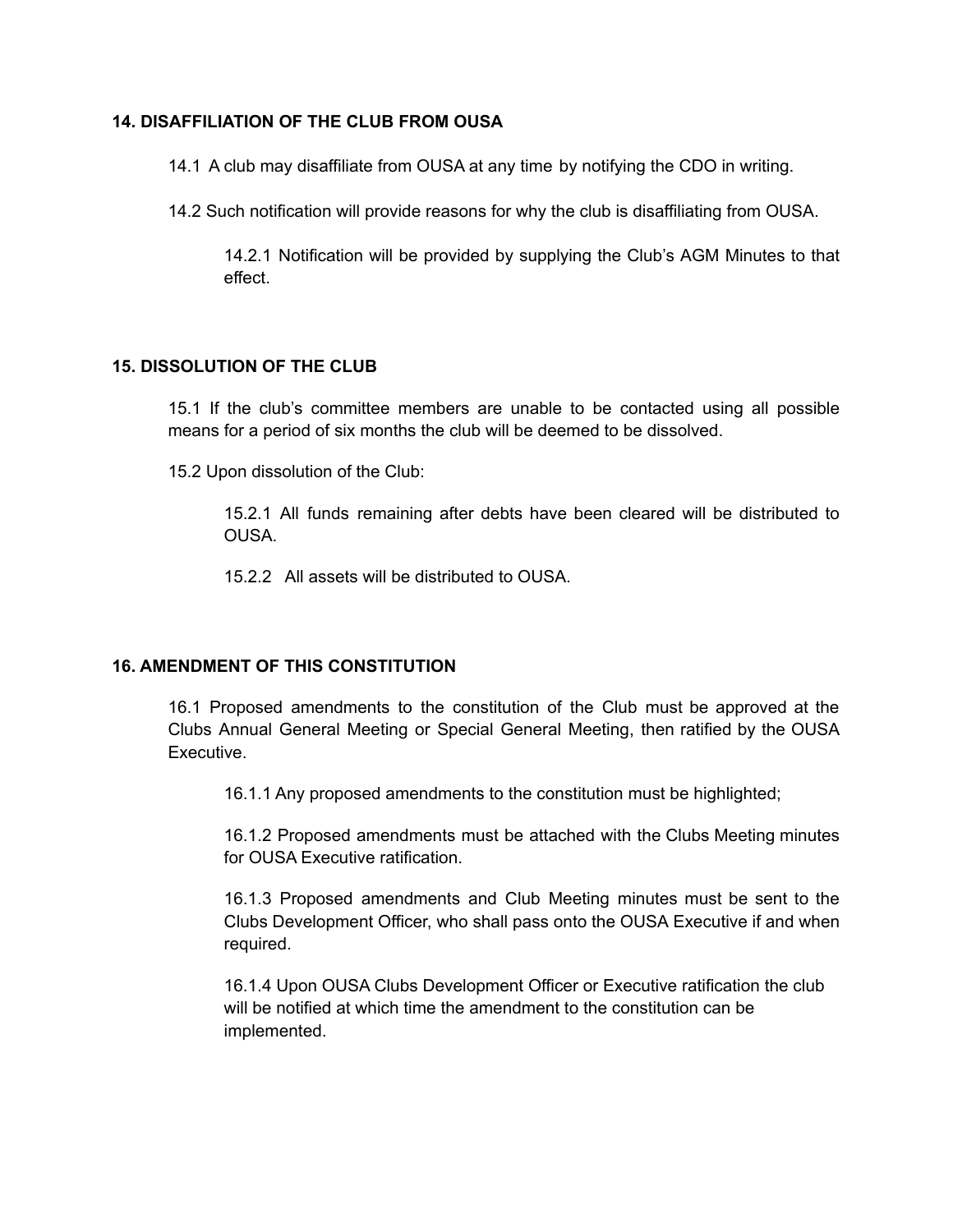## 14. DISAFFILIATION OF THE CLUB FROM OUSA

14.1 A club may disaffiliate from OUSA at any time by notifying the CDO in writing.

14.2 Such notification will provide reasons for why the club is disaffiliating from OUSA.

14.2.1 Notification will be provided by supplying the Club's AGM Minutes to that effect.

## 15. DISSOLUTION OF THE CLUB

15.1 If the club's committee members are unable to be contacted using all possible means for a period of six months the club will be deemed to be dissolved.

15.2 Upon dissolution of the Club:

15.2.1 All funds remaining after debts have been cleared will be distributed to OUSA.

15.2.2 All assets will be distributed to OUSA.

## 16. AMENDMENT OF THIS CONSTITUTION

16.1 Proposed amendments to the constitution of the Club must be approved at the Clubs Annual General Meeting or Special General Meeting, then ratified by the OUSA Executive.

16.1.1 Any proposed amendments to the constitution must be highlighted;

16.1.2 Proposed amendments must be attached with the Clubs Meeting minutes for OUSA Executive ratification.

16.1.3 Proposed amendments and Club Meeting minutes must be sent to the Clubs Development Officer, who shall pass onto the OUSA Executive if and when required.

16.1.4 Upon OUSA Clubs Development Officer or Executive ratification the club will be notified at which time the amendment to the constitution can be implemented.